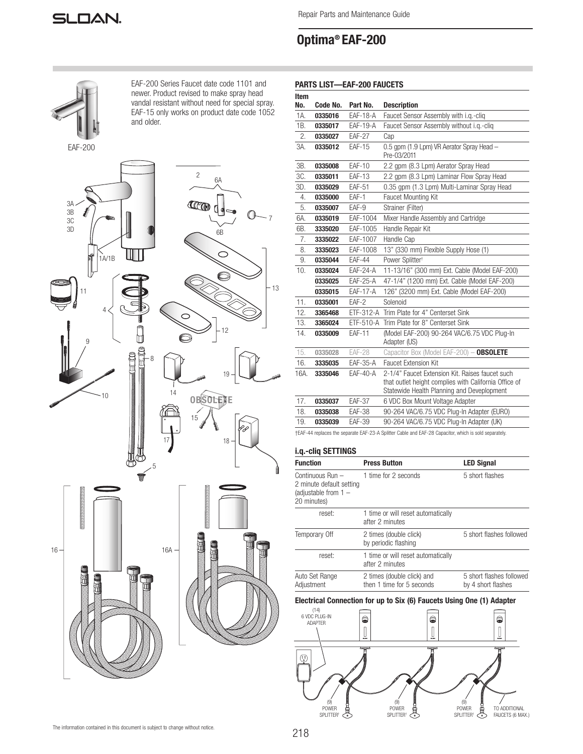# Optima® EAF-200

Repair Parts and Maintenance Guide

EAF-200 Series Faucet date code 1101 and newer. Product revised to make spray head vandal resistant without need for special spray. EAF-15 only works on product date code 1052 and older.

EAF-200

## PARTS LIST—EAF-200 FAUCETS

| Item No. | Code No. | Part No. | Description |
|---|---|---|---|
| 1A. | **0335016** | EAF-18-A | Faucet Sensor Assembly with i.q.-cliq |
| 1B. | **0335017** | EAF-19-A | Faucet Sensor Assembly without i.q.-cliq |
| 2. | **0335027** | EAF-27 | Cap |
| 3A. | **0335012** | EAF-15 | 0.5 gpm (1.9 Lpm) VR Aerator Spray Head – Pre-03/2011 |
| 3B. | **0335008** | EAF-10 | 2.2 gpm (8.3 Lpm) Aerator Spray Head |
| 3C. | **0335011** | EAF-13 | 2.2 gpm (8.3 Lpm) Laminar Flow Spray Head |
| 3D. | **0335029** | EAF-51 | 0.35 gpm (1.3 Lpm) Multi-Laminar Spray Head |
| 4. | **0335000** | EAF-1 | Faucet Mounting Kit |
| 5. | **0335007** | EAF-9 | Strainer (Filter) |
| 6A. | **0335019** | EAF-1004 | Mixer Handle Assembly and Cartridge |
| 6B. | **3335020** | EAF-1005 | Handle Repair Kit |
| 7. | **3335022** | EAF-1007 | Handle Cap |
| 8. | **3335023** | EAF-1008 | 13" (330 mm) Flexible Supply Hose (1) |
| 9. | **0335044** | EAF-44 | Power Splitter† |
| 10. | **0335024** | EAF-24-A | 11-13/16" (300 mm) Ext. Cable (Model EAF-200) |
| | **0335025** | EAF-25-A | 47-1/4" (1200 mm) Ext. Cable (Model EAF-200) |
| | **0335015** | EAF-17-A | 126" (3200 mm) Ext. Cable (Model EAF-200) |
| 11. | **0335001** | EAF-2 | Solenoid |
| 12. | **3365468** | ETF-312-A | Trim Plate for 4" Centerset Sink |
| 13. | **3365024** | ETF-510-A | Trim Plate for 8" Centerset Sink |
| 14. | **0335009** | EAF-11 | (Model EAF-200) 90-264 VAC/6.75 VDC Plug-In Adapter (US) |
| 15. | 0335028 | EAF-28 | Capacitor Box (Model EAF-200) – **OBSOLETE** |
| 16. | **3335035** | EAF-35-A | Faucet Extension Kit |
| 16A. | **3335046** | EAF-40-A | 2-1/4" Faucet Extension Kit. Raises faucet such that outlet height complies with California Office of Statewide Health Planning and Deveplopment |
| 17. | **0335037** | EAF-37 | 6 VDC Box Mount Voltage Adapter |
| 18. | **0335038** | EAF-38 | 90-264 VAC/6.75 VDC Plug-In Adapter (EURO) |
| 19. | **0335039** | EAF-39 | 90-264 VAC/6.75 VDC Plug-In Adapter (UK) |

†EAF-44 replaces the separate EAF-23-A Splitter Cable and EAF-28 Capacitor, which is sold separately.

## i.q.-cliq SETTINGS

| Function | Press Button | LED Signal |
|---|---|---|
| Continuous Run – 2 minute default setting (adjustable from 1 – 20 minutes) | 1 time for 2 seconds | 5 short flashes |
| reset: | 1 time or will reset automatically after 2 minutes | |
| Temporary Off | 2 times (double click) by periodic flashing | 5 short flashes followed |
| reset: | 1 time or will reset automatically after 2 minutes | |
| Auto Set Range Adjustment | 2 times (double click) and then 1 time for 5 seconds | 5 short flashes followed by 4 short flashes |

### Electrical Connection for up to Six (6) Faucets Using One (1) Adapter

(14) 6 VDC PLUG-IN ADAPTER

(9) POWER SPLITTER†

(9) POWER SPLITTER†

(9) POWER SPLITTER†

TO ADDITIONAL FAUCETS (6 MAX.)

The information contained in this document is subject to change without notice.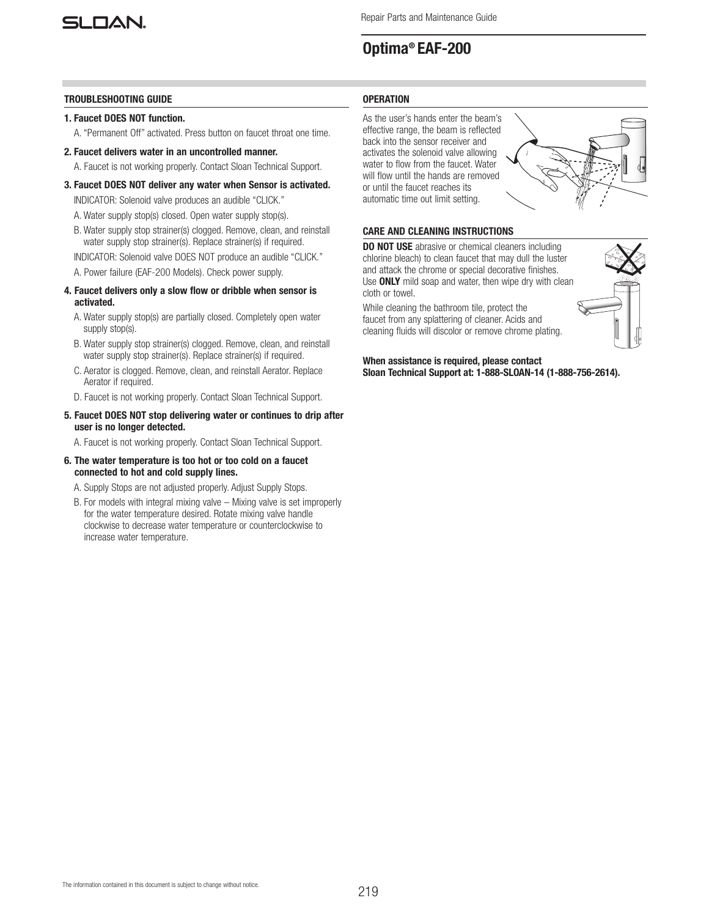# Optima® EAF-200

Repair Parts and Maintenance Guide

## TROUBLESHOOTING GUIDE

**1. Faucet DOES NOT function.**

A. "Permanent Off" activated. Press button on faucet throat one time.

**2. Faucet delivers water in an uncontrolled manner.**

A. Faucet is not working properly. Contact Sloan Technical Support.

**3. Faucet DOES NOT deliver any water when Sensor is activated.**

INDICATOR: Solenoid valve produces an audible "CLICK."

A. Water supply stop(s) closed. Open water supply stop(s).

B. Water supply stop strainer(s) clogged. Remove, clean, and reinstall water supply stop strainer(s). Replace strainer(s) if required.

INDICATOR: Solenoid valve DOES NOT produce an audible "CLICK."

A. Power failure (EAF-200 Models). Check power supply.

**4. Faucet delivers only a slow flow or dribble when sensor is activated.**

A. Water supply stop(s) are partially closed. Completely open water supply stop(s).

B. Water supply stop strainer(s) clogged. Remove, clean, and reinstall water supply stop strainer(s). Replace strainer(s) if required.

C. Aerator is clogged. Remove, clean, and reinstall Aerator. Replace Aerator if required.

D. Faucet is not working properly. Contact Sloan Technical Support.

**5. Faucet DOES NOT stop delivering water or continues to drip after user is no longer detected.**

A. Faucet is not working properly. Contact Sloan Technical Support.

**6. The water temperature is too hot or too cold on a faucet connected to hot and cold supply lines.**

A. Supply Stops are not adjusted properly. Adjust Supply Stops.

B. For models with integral mixing valve – Mixing valve is set improperly for the water temperature desired. Rotate mixing valve handle clockwise to decrease water temperature or counterclockwise to increase water temperature.

## OPERATION

As the user's hands enter the beam's effective range, the beam is reflected back into the sensor receiver and activates the solenoid valve allowing water to flow from the faucet. Water will flow until the hands are removed or until the faucet reaches its automatic time out limit setting.

## CARE AND CLEANING INSTRUCTIONS

**DO NOT USE** abrasive or chemical cleaners including chlorine bleach) to clean faucet that may dull the luster and attack the chrome or special decorative finishes. Use **ONLY** mild soap and water, then wipe dry with clean cloth or towel.

While cleaning the bathroom tile, protect the faucet from any splattering of cleaner. Acids and cleaning fluids will discolor or remove chrome plating.

**When assistance is required, please contact Sloan Technical Support at: 1-888-SLOAN-14 (1-888-756-2614).**

The information contained in this document is subject to change without notice.